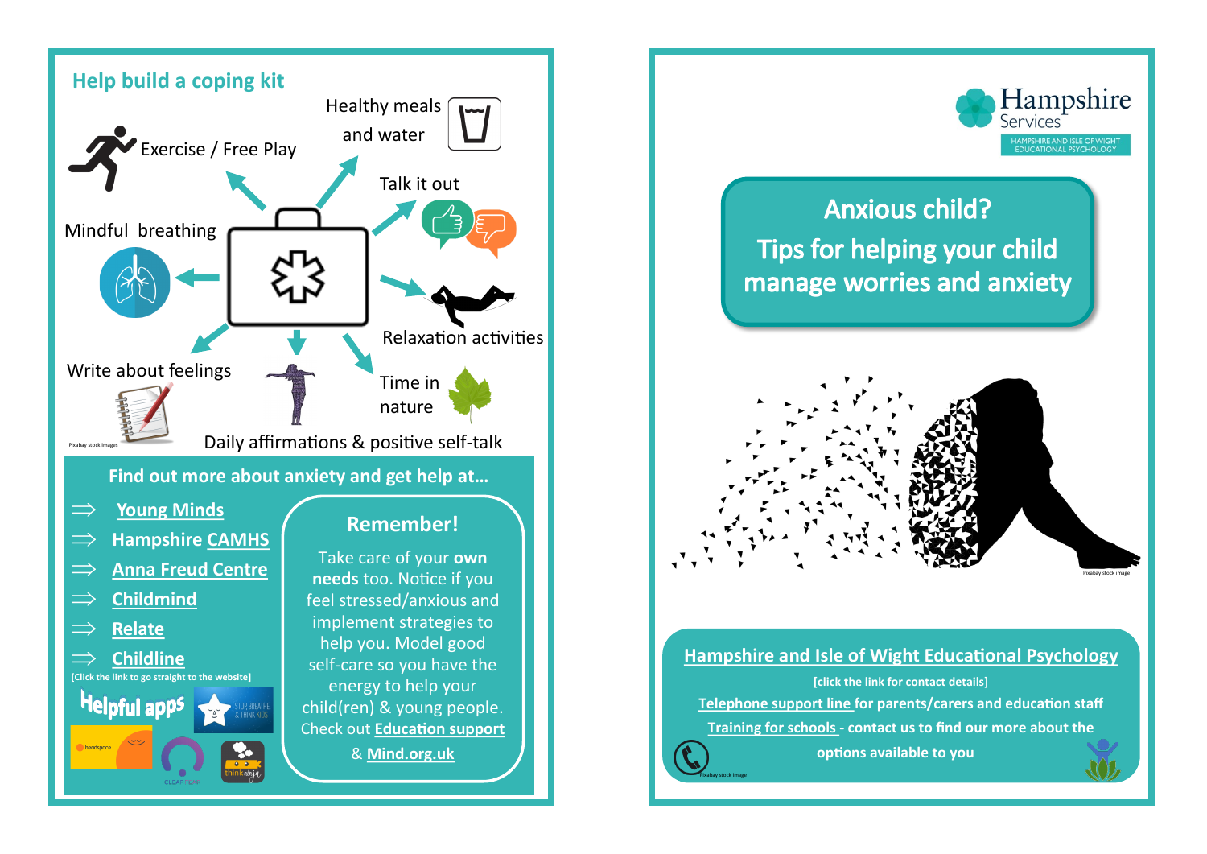## Help build a coping kit

- Exercise / Free Play
- Healthy meals and water
- Talk it out
- Mindful breathing
- Relaxation activities
- Write about feelings
- Time in nature
- Daily affirmations & positive self-talk

Pixabay stock images

### Find out more about anxiety and get help at…

- ⟹ Young Minds
- ⟹ Hampshire CAMHS
- ⟹ Anna Freud Centre
- ⟹ Childmind
- ⟹ Relate
- ⟹ Childline

[Click the link to go straight to the website]

**Helpful apps**

headspace · STOP, BREATHE & THINK KIDS · CLEARFEAR · thinkninja

### Remember!

Take care of your **own needs** too. Notice if you feel stressed/anxious and implement strategies to help you. Model good self-care so you have the energy to help your child(ren) & young people. Check out **Education support** & **Mind.org.uk**

---

Hampshire Services
HAMPSHIRE AND ISLE OF WIGHT EDUCATIONAL PSYCHOLOGY

# Anxious child?

# Tips for helping your child manage worries and anxiety

Pixabay stock image

### Hampshire and Isle of Wight Educational Psychology

[click the link for contact details]

**Telephone support line** for parents/carers and education staff

**Training for schools** - contact us to find our more about the options available to you

Pixabay stock image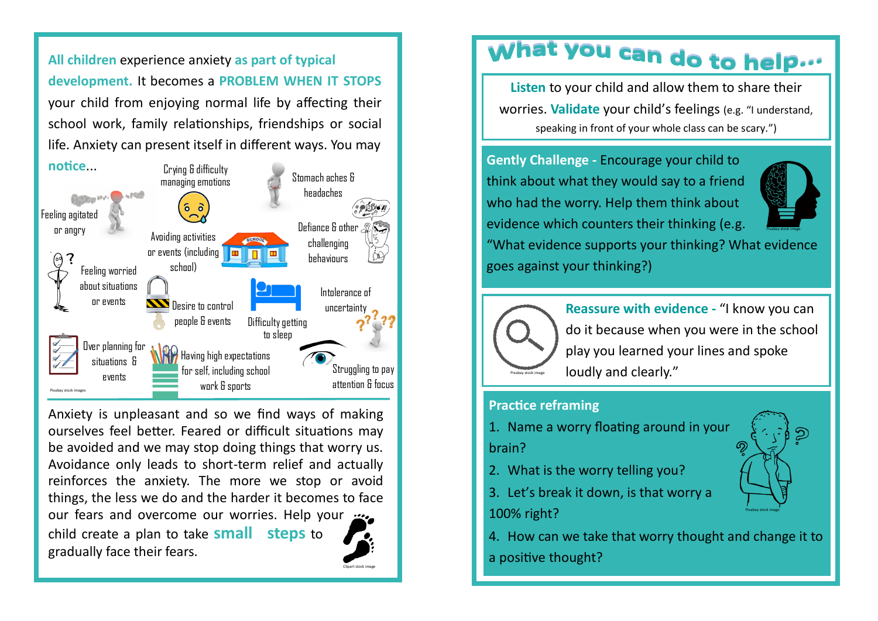**All children** experience anxiety **as part of typical development.** It becomes a **PROBLEM WHEN IT STOPS** your child from enjoying normal life by affecting their school work, family relationships, friendships or social life. Anxiety can present itself in different ways. You may **notice**...

- Feeling agitated or angry
- Crying & difficulty managing emotions
- Stomach aches & headaches
- Avoiding activities or events (including school)
- Defiance & other challenging behaviours
- Feeling worried about situations or events
- Desire to control people & events
- Difficulty getting to sleep
- Intolerance of uncertainty
- Over planning for situations & events
- Having high expectations for self, including school work & sports
- Struggling to pay attention & focus

Pixabay stock images

Anxiety is unpleasant and so we find ways of making ourselves feel better. Feared or difficult situations may be avoided and we may stop doing things that worry us. Avoidance only leads to short-term relief and actually reinforces the anxiety. The more we stop or avoid things, the less we do and the harder it becomes to face our fears and overcome our worries. Help your child create a plan to take **small steps** to gradually face their fears.

Clipart stock image

# What you can do to help...

**Listen** to your child and allow them to share their worries. **Validate** your child's feelings (e.g. "I understand, speaking in front of your whole class can be scary.")

**Gently Challenge -** Encourage your child to think about what they would say to a friend who had the worry. Help them think about evidence which counters their thinking (e.g. "What evidence supports your thinking? What evidence goes against your thinking?)

Pixabay stock image

**Reassure with evidence -** "I know you can do it because when you were in the school play you learned your lines and spoke loudly and clearly."

Pixabay stock image

**Practice reframing**

1. Name a worry floating around in your brain?
2. What is the worry telling you?
3. Let's break it down, is that worry a 100% right?
4. How can we take that worry thought and change it to a positive thought?

Pixabay stock image